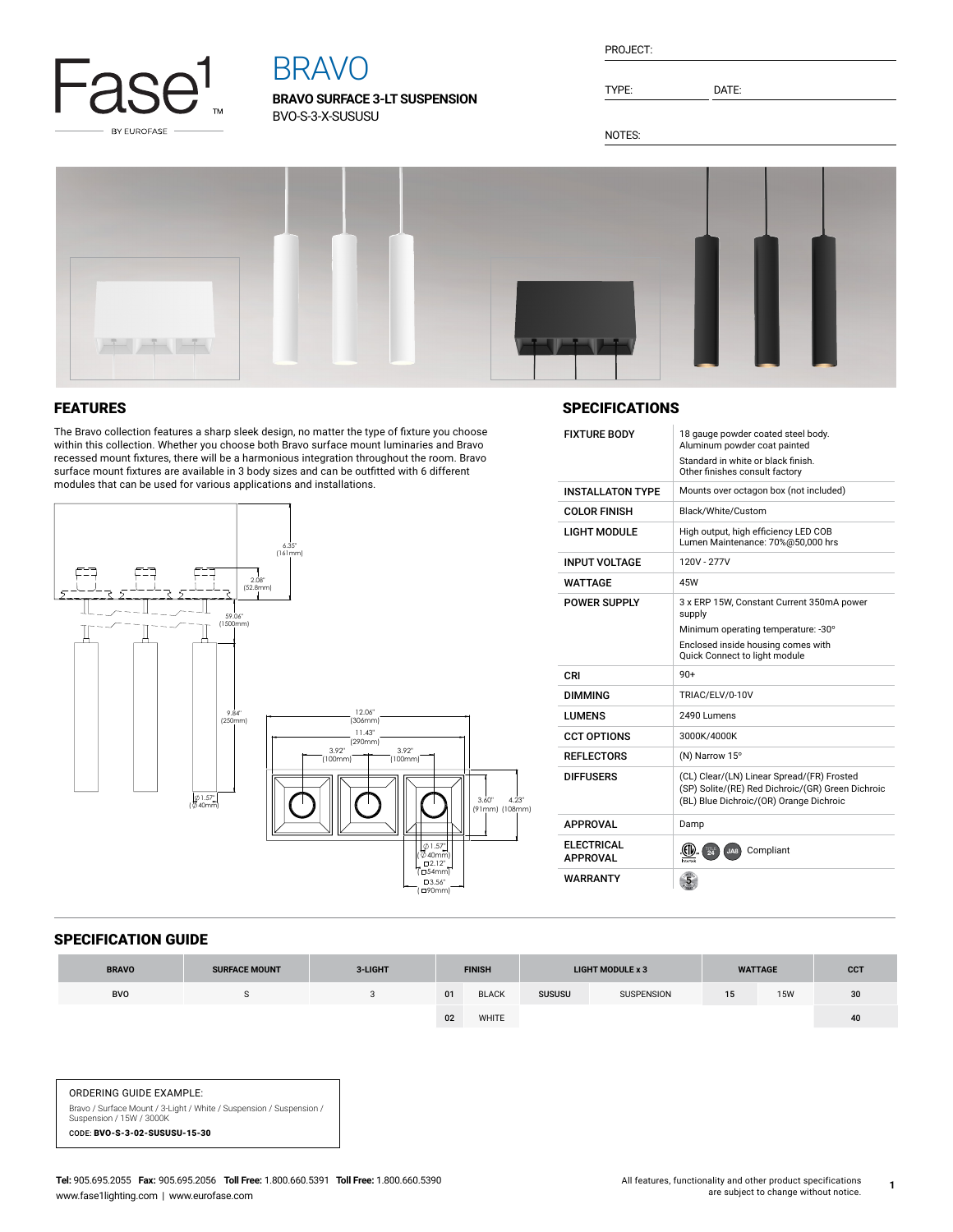# BRAVO

**BRAVO SURFACE 3-LT SUSPENSION**

BVO-S-3-X-SUSUSU

PROJECT:

TYPE: DATE:

NOTES:

## FEATURES

The Bravo collection features a sharp sleek design, no matter the type of fixture you choose within this collection. Whether you choose both Bravo surface mount luminaries and Bravo recessed mount fixtures, there will be a harmonious integration throughout the room. Bravo surface mount fixtures are available in 3 body sizes and can be outfitted with 6 different modules that can be used for various applications and installations.

6.35" (161mm)
2.08" (52.8mm)
59.06" (1500mm)
9.84" (250mm)
Ø1.57" (Ø40mm)
12.06" (306mm)
11.43" (290mm)
3.92" (100mm)
3.92" (100mm)
3.60" (91mm)
4.23" (108mm)
Ø1.57" (Ø40mm)
□2.12" (□54mm)
□3.56" (□90mm)

## SPECIFICATIONS

| | |
|---|---|
| FIXTURE BODY | 18 gauge powder coated steel body. Aluminum powder coat painted<br>Standard in white or black finish. Other finishes consult factory |
| INSTALLATON TYPE | Mounts over octagon box (not included) |
| COLOR FINISH | Black/White/Custom |
| LIGHT MODULE | High output, high efficiency LED COB<br>Lumen Maintenance: 70%@50,000 hrs |
| INPUT VOLTAGE | 120V - 277V |
| WATTAGE | 45W |
| POWER SUPPLY | 3 x ERP 15W, Constant Current 350mA power supply<br>Minimum operating temperature: -30°<br>Enclosed inside housing comes with Quick Connect to light module |
| CRI | 90+ |
| DIMMING | TRIAC/ELV/0-10V |
| LUMENS | 2490 Lumens |
| CCT OPTIONS | 3000K/4000K |
| REFLECTORS | (N) Narrow 15° |
| DIFFUSERS | (CL) Clear/(LN) Linear Spread/(FR) Frosted (SP) Solite/(RE) Red Dichroic/(GR) Green Dichroic (BL) Blue Dichroic/(OR) Orange Dichroic |
| APPROVAL | Damp |
| ELECTRICAL APPROVAL | Compliant |
| WARRANTY | |

## SPECIFICATION GUIDE

| BRAVO | SURFACE MOUNT | 3-LIGHT | FINISH | | LIGHT MODULE x 3 | | WATTAGE | | CCT |
|---|---|---|---|---|---|---|---|---|---|
| BVO | S | 3 | 01 | BLACK | SUSUSU | SUSPENSION | 15 | 15W | 30 |
| | | | 02 | WHITE | | | | | 40 |

ORDERING GUIDE EXAMPLE:

Bravo / Surface Mount / 3-Light / White / Suspension / Suspension / Suspension / 15W / 3000K

CODE: **BVO-S-3-02-SUSUSU-15-30**

**Tel:** 905.695.2055 **Fax:** 905.695.2056 **Toll Free:** 1.800.660.5391 **Toll Free:** 1.800.660.5390
www.fase1lighting.com | www.eurofase.com

All features, functionality and other product specifications are subject to change without notice.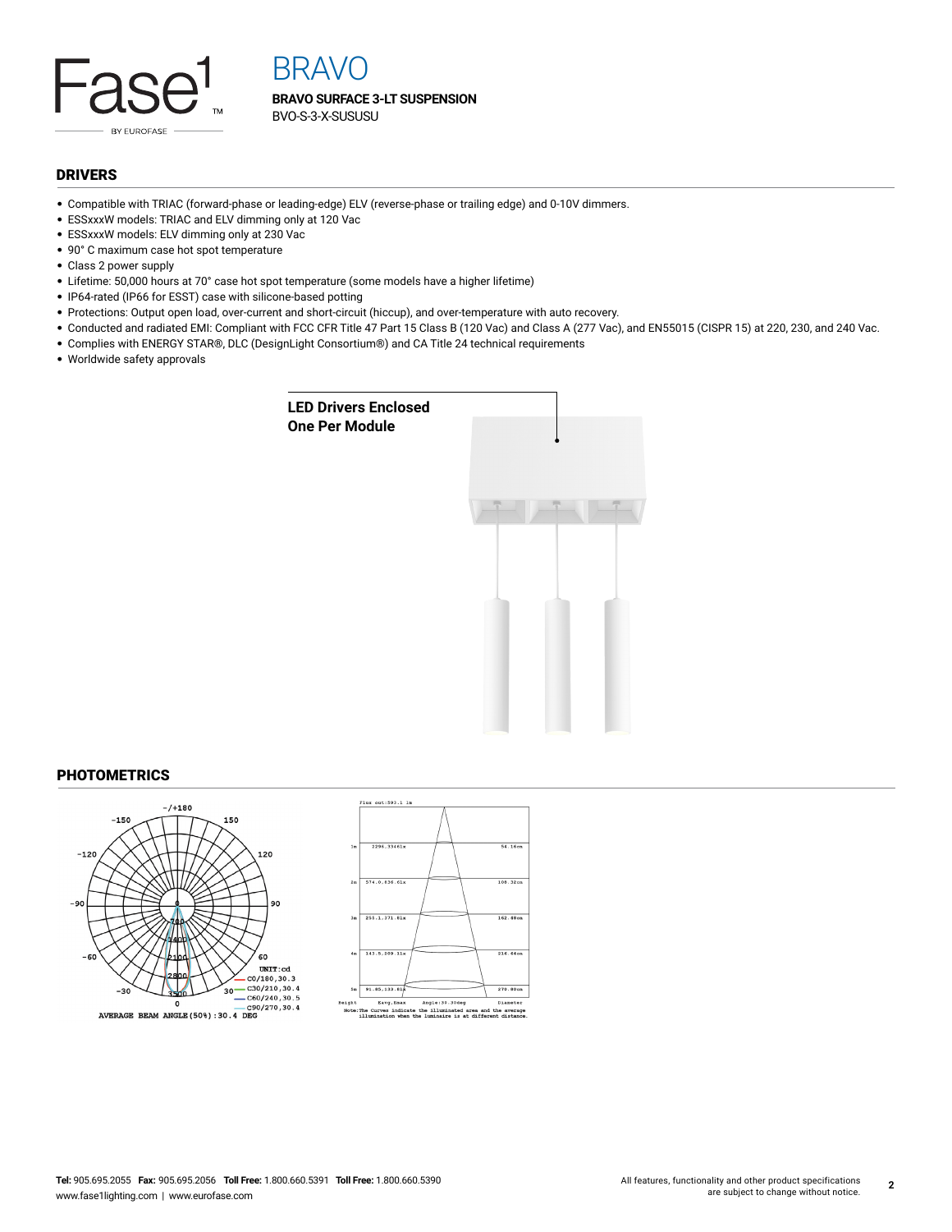# BRAVO

**BRAVO SURFACE 3-LT SUSPENSION**

BVO-S-3-X-SUSUSU

## DRIVERS

- Compatible with TRIAC (forward-phase or leading-edge) ELV (reverse-phase or trailing edge) and 0-10V dimmers.
- ESSxxxW models: TRIAC and ELV dimming only at 120 Vac
- ESSxxxW models: ELV dimming only at 230 Vac
- 90° C maximum case hot spot temperature
- Class 2 power supply
- Lifetime: 50,000 hours at 70° case hot spot temperature (some models have a higher lifetime)
- IP64-rated (IP66 for ESST) case with silicone-based potting
- Protections: Output open load, over-current and short-circuit (hiccup), and over-temperature with auto recovery.
- Conducted and radiated EMI: Compliant with FCC CFR Title 47 Part 15 Class B (120 Vac) and Class A (277 Vac), and EN55015 (CISPR 15) at 220, 230, and 240 Vac.
- Complies with ENERGY STAR®, DLC (DesignLight Consortium®) and CA Title 24 technical requirements
- Worldwide safety approvals

**LED Drivers Enclosed**
**One Per Module**

## PHOTOMETRICS

-/+180
-150
150
-120
120
-90
90
-60
60
-30
30
0
700
1400
2100
2800
3500
UNIT:cd
C0/180,30.3
C30/210,30.4
C60/240,30.5
C90/270,30.4
AVERAGE BEAM ANGLE(50%):30.4 DEG

Flux out:593.1 lm
1m 2296.3346lx 54.16cm
2m 574.0.836.61x 108.32cm
3m 255.1.371.81x 162.48cm
4m 143.5.209.11x 216.64cm
5m 91.85.133.81x 270.80cm
Height Eavg,Emax Angle:30.30deg Diameter
Note:The Curves indicate the illuminated area and the average illumination when the luminaire is at different distance.

**Tel:** 905.695.2055 **Fax:** 905.695.2056 **Toll Free:** 1.800.660.5391 **Toll Free:** 1.800.660.5390
www.fase1lighting.com | www.eurofase.com

All features, functionality and other product specifications are subject to change without notice.